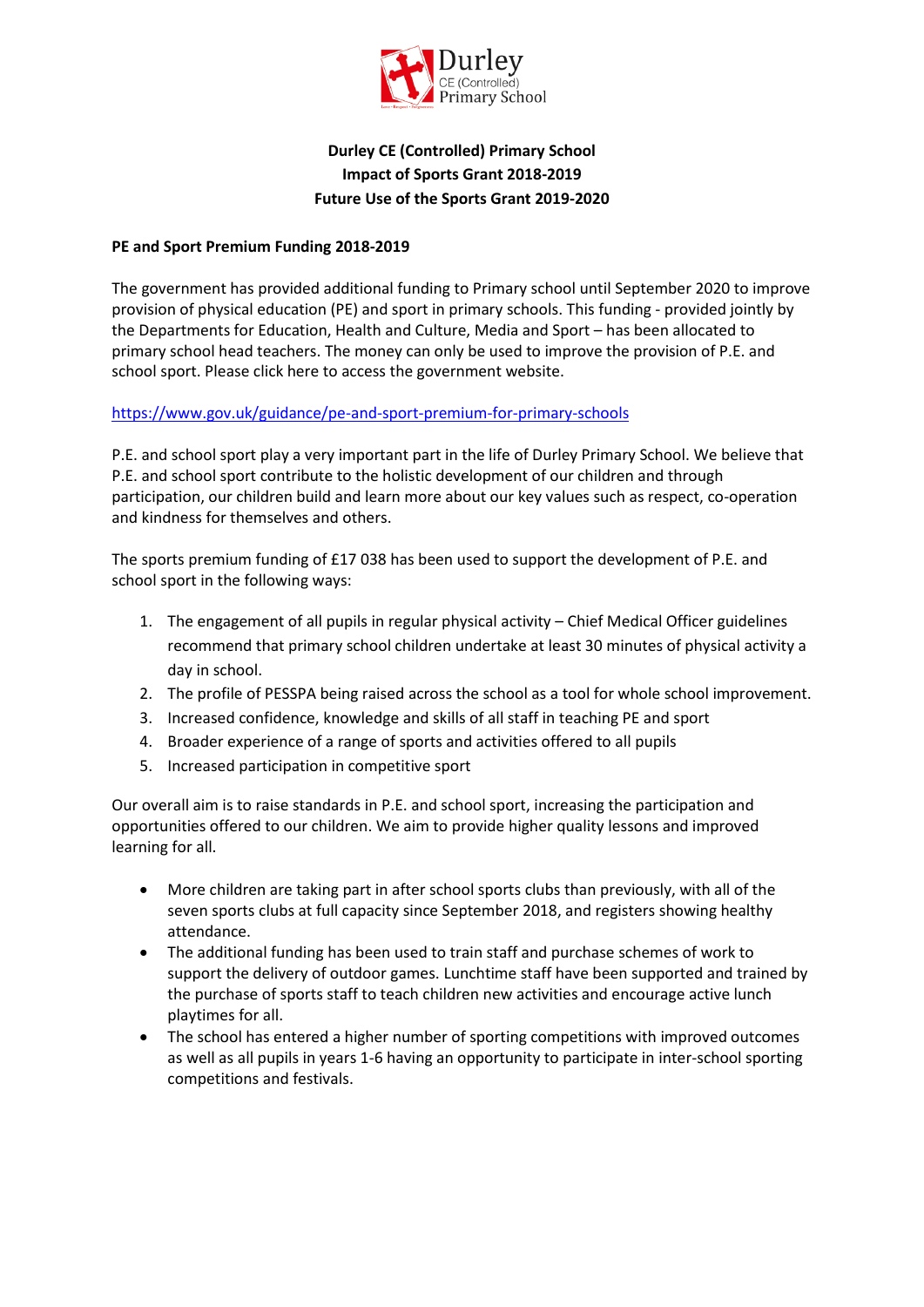# Durley CE (Controlled) Primary School
## Impact of Sports Grant 2018-2019
## Future Use of the Sports Grant 2019-2020

**PE and Sport Premium Funding 2018-2019**

The government has provided additional funding to Primary school until September 2020 to improve provision of physical education (PE) and sport in primary schools. This funding - provided jointly by the Departments for Education, Health and Culture, Media and Sport – has been allocated to primary school head teachers. The money can only be used to improve the provision of P.E. and school sport. Please click here to access the government website.

https://www.gov.uk/guidance/pe-and-sport-premium-for-primary-schools

P.E. and school sport play a very important part in the life of Durley Primary School. We believe that P.E. and school sport contribute to the holistic development of our children and through participation, our children build and learn more about our key values such as respect, co-operation and kindness for themselves and others.

The sports premium funding of £17 038 has been used to support the development of P.E. and school sport in the following ways:

1. The engagement of all pupils in regular physical activity – Chief Medical Officer guidelines recommend that primary school children undertake at least 30 minutes of physical activity a day in school.
2. The profile of PESSPA being raised across the school as a tool for whole school improvement.
3. Increased confidence, knowledge and skills of all staff in teaching PE and sport
4. Broader experience of a range of sports and activities offered to all pupils
5. Increased participation in competitive sport

Our overall aim is to raise standards in P.E. and school sport, increasing the participation and opportunities offered to our children. We aim to provide higher quality lessons and improved learning for all.

- More children are taking part in after school sports clubs than previously, with all of the seven sports clubs at full capacity since September 2018, and registers showing healthy attendance.
- The additional funding has been used to train staff and purchase schemes of work to support the delivery of outdoor games. Lunchtime staff have been supported and trained by the purchase of sports staff to teach children new activities and encourage active lunch playtimes for all.
- The school has entered a higher number of sporting competitions with improved outcomes as well as all pupils in years 1-6 having an opportunity to participate in inter-school sporting competitions and festivals.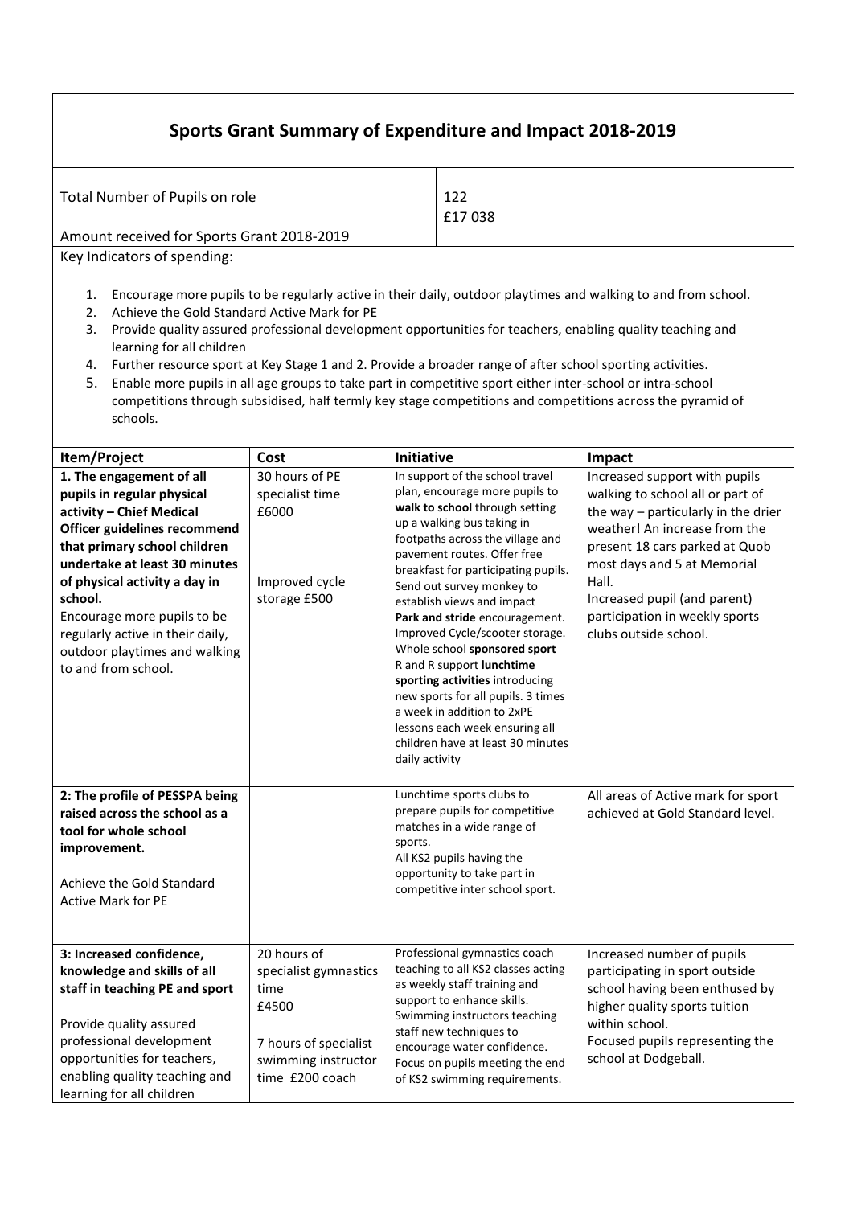# Sports Grant Summary of Expenditure and Impact 2018-2019

| | |
|---|---|
| Total Number of Pupils on role | 122 |
| Amount received for Sports Grant 2018-2019 | £17 038 |

Key Indicators of spending:

1. Encourage more pupils to be regularly active in their daily, outdoor playtimes and walking to and from school.
2. Achieve the Gold Standard Active Mark for PE
3. Provide quality assured professional development opportunities for teachers, enabling quality teaching and learning for all children
4. Further resource sport at Key Stage 1 and 2. Provide a broader range of after school sporting activities.
5. Enable more pupils in all age groups to take part in competitive sport either inter-school or intra-school competitions through subsidised, half termly key stage competitions and competitions across the pyramid of schools.

| Item/Project | Cost | Initiative | Impact |
|---|---|---|---|
| **1. The engagement of all pupils in regular physical activity – Chief Medical Officer guidelines recommend that primary school children undertake at least 30 minutes of physical activity a day in school.**<br>Encourage more pupils to be regularly active in their daily, outdoor playtimes and walking to and from school. | 30 hours of PE specialist time £6000<br><br>Improved cycle storage £500 | In support of the school travel plan, encourage more pupils to **walk to school** through setting up a walking bus taking in footpaths across the village and pavement routes. Offer free breakfast for participating pupils. Send out survey monkey to establish views and impact **Park and stride** encouragement. Improved Cycle/scooter storage. Whole school **sponsored sport** R and R support **lunchtime sporting activities** introducing new sports for all pupils. 3 times a week in addition to 2xPE lessons each week ensuring all children have at least 30 minutes daily activity | Increased support with pupils walking to school all or part of the way – particularly in the drier weather! An increase from the present 18 cars parked at Quob most days and 5 at Memorial Hall.<br>Increased pupil (and parent) participation in weekly sports clubs outside school. |
| **2: The profile of PESSPA being raised across the school as a tool for whole school improvement.**<br><br>Achieve the Gold Standard Active Mark for PE | | Lunchtime sports clubs to prepare pupils for competitive matches in a wide range of sports.<br>All KS2 pupils having the opportunity to take part in competitive inter school sport. | All areas of Active mark for sport achieved at Gold Standard level. |
| **3: Increased confidence, knowledge and skills of all staff in teaching PE and sport**<br><br>Provide quality assured professional development opportunities for teachers, enabling quality teaching and learning for all children | 20 hours of specialist gymnastics time<br>£4500<br><br>7 hours of specialist swimming instructor time £200 coach | Professional gymnastics coach teaching to all KS2 classes acting as weekly staff training and support to enhance skills.<br>Swimming instructors teaching staff new techniques to encourage water confidence.<br>Focus on pupils meeting the end of KS2 swimming requirements. | Increased number of pupils participating in sport outside school having been enthused by higher quality sports tuition within school.<br>Focused pupils representing the school at Dodgeball. |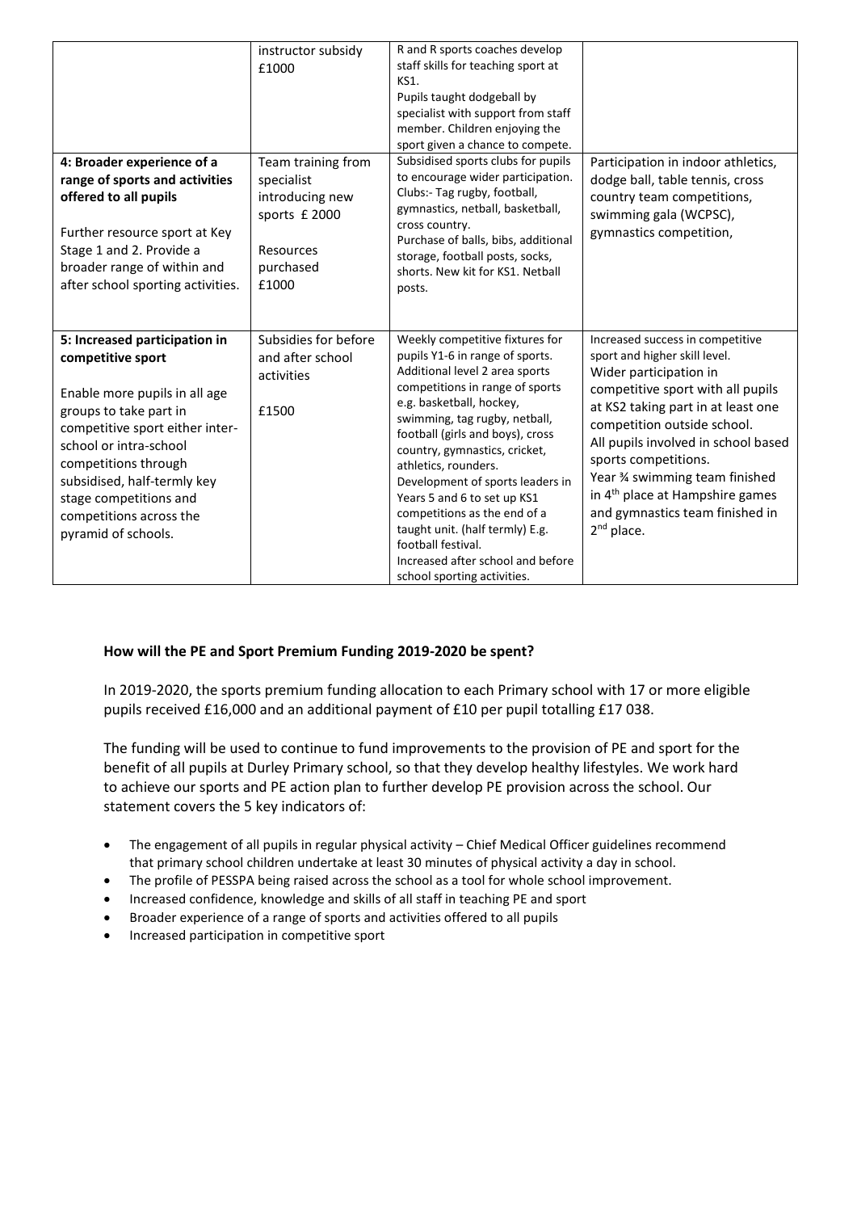| | | | |
|---|---|---|---|
| | instructor subsidy £1000 | R and R sports coaches develop staff skills for teaching sport at KS1.<br>Pupils taught dodgeball by specialist with support from staff member. Children enjoying the sport given a chance to compete. | |
| **4: Broader experience of a range of sports and activities offered to all pupils**<br><br>Further resource sport at Key Stage 1 and 2. Provide a broader range of within and after school sporting activities. | Team training from specialist introducing new sports £ 2000<br><br>Resources purchased £1000 | Subsidised sports clubs for pupils to encourage wider participation. Clubs:- Tag rugby, football, gymnastics, netball, basketball, cross country.<br>Purchase of balls, bibs, additional storage, football posts, socks, shorts. New kit for KS1. Netball posts. | Participation in indoor athletics, dodge ball, table tennis, cross country team competitions, swimming gala (WCPSC), gymnastics competition, |
| **5: Increased participation in competitive sport**<br><br>Enable more pupils in all age groups to take part in competitive sport either inter-school or intra-school competitions through subsidised, half-termly key stage competitions and competitions across the pyramid of schools. | Subsidies for before and after school activities<br><br>£1500 | Weekly competitive fixtures for pupils Y1-6 in range of sports.<br>Additional level 2 area sports competitions in range of sports e.g. basketball, hockey, swimming, tag rugby, netball, football (girls and boys), cross country, gymnastics, cricket, athletics, rounders.<br>Development of sports leaders in Years 5 and 6 to set up KS1 competitions as the end of a taught unit. (half termly) E.g. football festival.<br>Increased after school and before school sporting activities. | Increased success in competitive sport and higher skill level.<br>Wider participation in competitive sport with all pupils at KS2 taking part in at least one competition outside school.<br>All pupils involved in school based sports competitions.<br>Year ¾ swimming team finished in 4th place at Hampshire games and gymnastics team finished in 2nd place. |

**How will the PE and Sport Premium Funding 2019-2020 be spent?**

In 2019-2020, the sports premium funding allocation to each Primary school with 17 or more eligible pupils received £16,000 and an additional payment of £10 per pupil totalling £17 038.

The funding will be used to continue to fund improvements to the provision of PE and sport for the benefit of all pupils at Durley Primary school, so that they develop healthy lifestyles. We work hard to achieve our sports and PE action plan to further develop PE provision across the school. Our statement covers the 5 key indicators of:

- The engagement of all pupils in regular physical activity – Chief Medical Officer guidelines recommend that primary school children undertake at least 30 minutes of physical activity a day in school.
- The profile of PESSPA being raised across the school as a tool for whole school improvement.
- Increased confidence, knowledge and skills of all staff in teaching PE and sport
- Broader experience of a range of sports and activities offered to all pupils
- Increased participation in competitive sport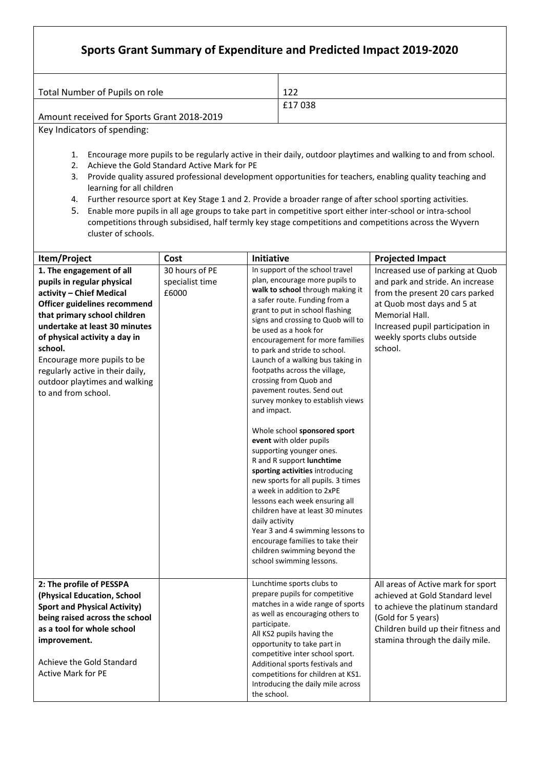# Sports Grant Summary of Expenditure and Predicted Impact 2019-2020

| | |
|---|---|
| Total Number of Pupils on role | 122 |
| Amount received for Sports Grant 2018-2019 | £17 038 |

Key Indicators of spending:

1. Encourage more pupils to be regularly active in their daily, outdoor playtimes and walking to and from school.
2. Achieve the Gold Standard Active Mark for PE
3. Provide quality assured professional development opportunities for teachers, enabling quality teaching and learning for all children
4. Further resource sport at Key Stage 1 and 2. Provide a broader range of after school sporting activities.
5. Enable more pupils in all age groups to take part in competitive sport either inter-school or intra-school competitions through subsidised, half termly key stage competitions and competitions across the Wyvern cluster of schools.

| Item/Project | Cost | Initiative | Projected Impact |
|---|---|---|---|
| **1. The engagement of all pupils in regular physical activity – Chief Medical Officer guidelines recommend that primary school children undertake at least 30 minutes of physical activity a day in school.**<br>Encourage more pupils to be regularly active in their daily, outdoor playtimes and walking to and from school. | 30 hours of PE specialist time<br>£6000 | In support of the school travel plan, encourage more pupils to **walk to school** through making it a safer route. Funding from a grant to put in school flashing signs and crossing to Quob will to be used as a hook for encouragement for more families to park and stride to school. Launch of a walking bus taking in footpaths across the village, crossing from Quob and pavement routes. Send out survey monkey to establish views and impact.<br><br>Whole school **sponsored sport event** with older pupils supporting younger ones.<br>R and R support **lunchtime sporting activities** introducing new sports for all pupils. 3 times a week in addition to 2xPE lessons each week ensuring all children have at least 30 minutes daily activity<br>Year 3 and 4 swimming lessons to encourage families to take their children swimming beyond the school swimming lessons. | Increased use of parking at Quob and park and stride. An increase from the present 20 cars parked at Quob most days and 5 at Memorial Hall.<br>Increased pupil participation in weekly sports clubs outside school. |
| **2: The profile of PESSPA (Physical Education, School Sport and Physical Activity) being raised across the school as a tool for whole school improvement.**<br><br>Achieve the Gold Standard Active Mark for PE | | Lunchtime sports clubs to prepare pupils for competitive matches in a wide range of sports as well as encouraging others to participate.<br>All KS2 pupils having the opportunity to take part in competitive inter school sport.<br>Additional sports festivals and competitions for children at KS1.<br>Introducing the daily mile across the school. | All areas of Active mark for sport achieved at Gold Standard level to achieve the platinum standard (Gold for 5 years)<br>Children build up their fitness and stamina through the daily mile. |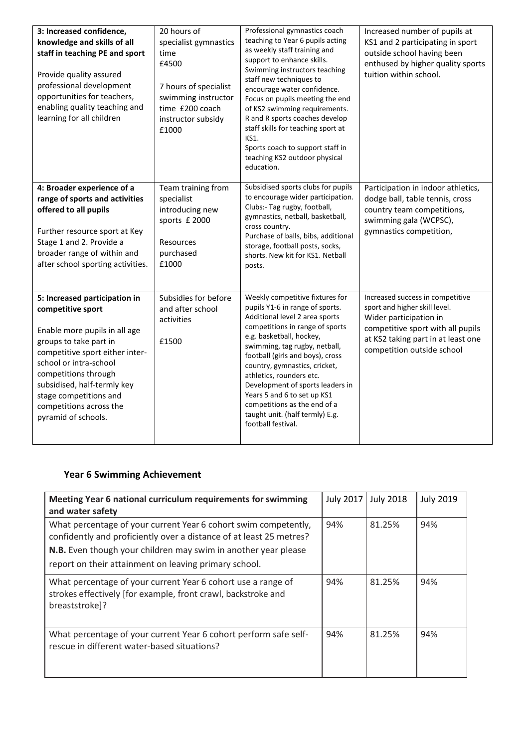| **3: Increased confidence, knowledge and skills of all staff in teaching PE and sport**<br><br>Provide quality assured professional development opportunities for teachers, enabling quality teaching and learning for all children | 20 hours of specialist gymnastics time<br>£4500<br><br>7 hours of specialist swimming instructor time £200 coach instructor subsidy<br>£1000 | Professional gymnastics coach teaching to Year 6 pupils acting as weekly staff training and support to enhance skills.<br>Swimming instructors teaching staff new techniques to encourage water confidence. Focus on pupils meeting the end of KS2 swimming requirements.<br>R and R sports coaches develop staff skills for teaching sport at KS1.<br>Sports coach to support staff in teaching KS2 outdoor physical education. | Increased number of pupils at KS1 and 2 participating in sport outside school having been enthused by higher quality sports tuition within school. |
|---|---|---|---|
| **4: Broader experience of a range of sports and activities offered to all pupils**<br><br>Further resource sport at Key Stage 1 and 2. Provide a broader range of within and after school sporting activities. | Team training from specialist introducing new sports £ 2000<br><br>Resources purchased<br>£1000 | Subsidised sports clubs for pupils to encourage wider participation.<br>Clubs:- Tag rugby, football, gymnastics, netball, basketball, cross country.<br>Purchase of balls, bibs, additional storage, football posts, socks, shorts. New kit for KS1. Netball posts. | Participation in indoor athletics, dodge ball, table tennis, cross country team competitions, swimming gala (WCPSC), gymnastics competition, |
| **5: Increased participation in competitive sport**<br><br>Enable more pupils in all age groups to take part in competitive sport either inter-school or intra-school competitions through subsidised, half-termly key stage competitions and competitions across the pyramid of schools. | Subsidies for before and after school activities<br><br>£1500 | Weekly competitive fixtures for pupils Y1-6 in range of sports.<br>Additional level 2 area sports competitions in range of sports e.g. basketball, hockey, swimming, tag rugby, netball, football (girls and boys), cross country, gymnastics, cricket, athletics, rounders etc.<br>Development of sports leaders in Years 5 and 6 to set up KS1 competitions as the end of a taught unit. (half termly) E.g. football festival. | Increased success in competitive sport and higher skill level.<br>Wider participation in competitive sport with all pupils at KS2 taking part in at least one competition outside school |

## Year 6 Swimming Achievement

| **Meeting Year 6 national curriculum requirements for swimming and water safety** | July 2017 | July 2018 | July 2019 |
|---|---|---|---|
| What percentage of your current Year 6 cohort swim competently, confidently and proficiently over a distance of at least 25 metres?<br>**N.B.** Even though your children may swim in another year please report on their attainment on leaving primary school. | 94% | 81.25% | 94% |
| What percentage of your current Year 6 cohort use a range of strokes effectively [for example, front crawl, backstroke and breaststroke]? | 94% | 81.25% | 94% |
| What percentage of your current Year 6 cohort perform safe self-rescue in different water-based situations? | 94% | 81.25% | 94% |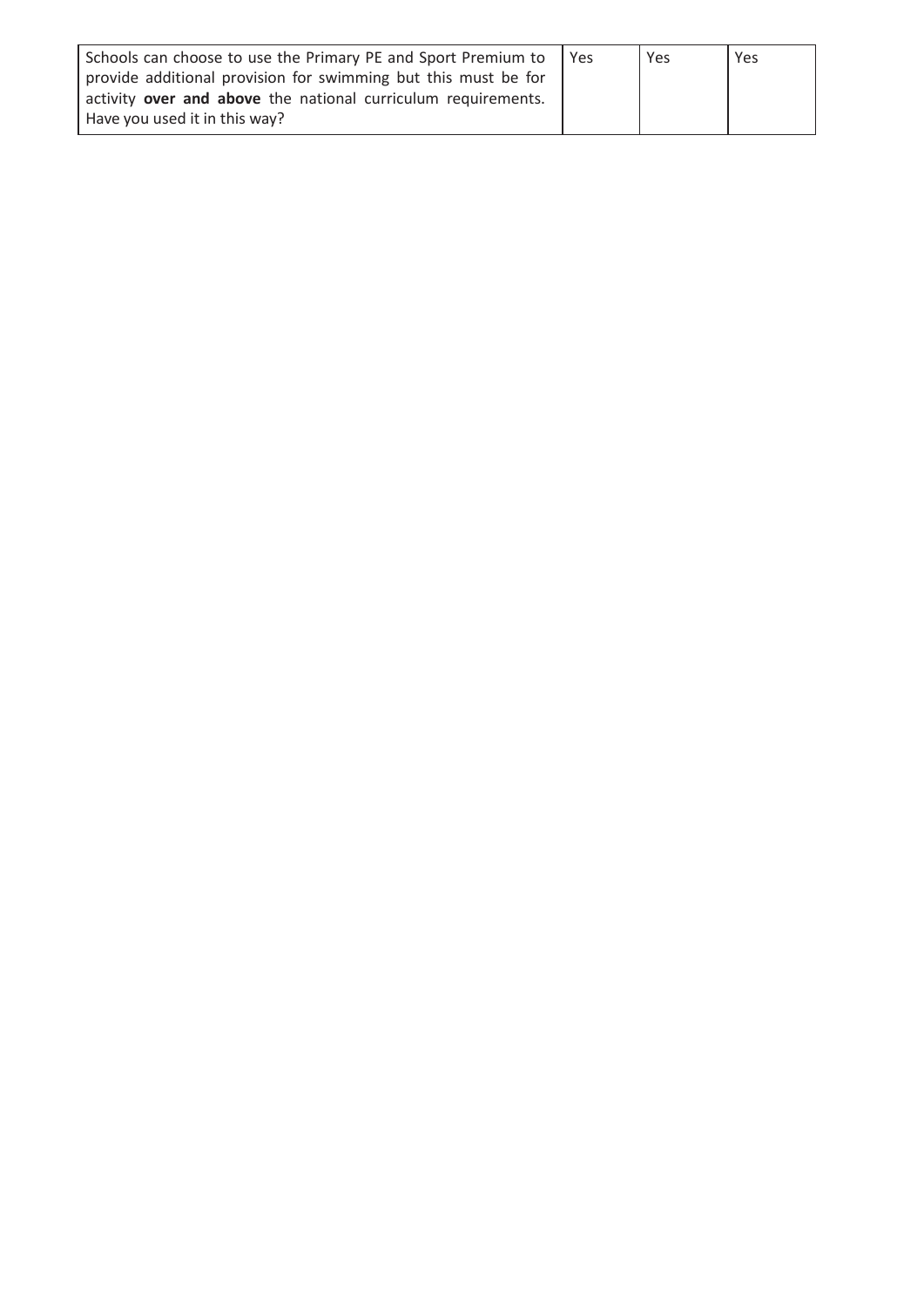| | | | |
|---|---|---|---|
| Schools can choose to use the Primary PE and Sport Premium to provide additional provision for swimming but this must be for activity **over and above** the national curriculum requirements. Have you used it in this way? | Yes | Yes | Yes |